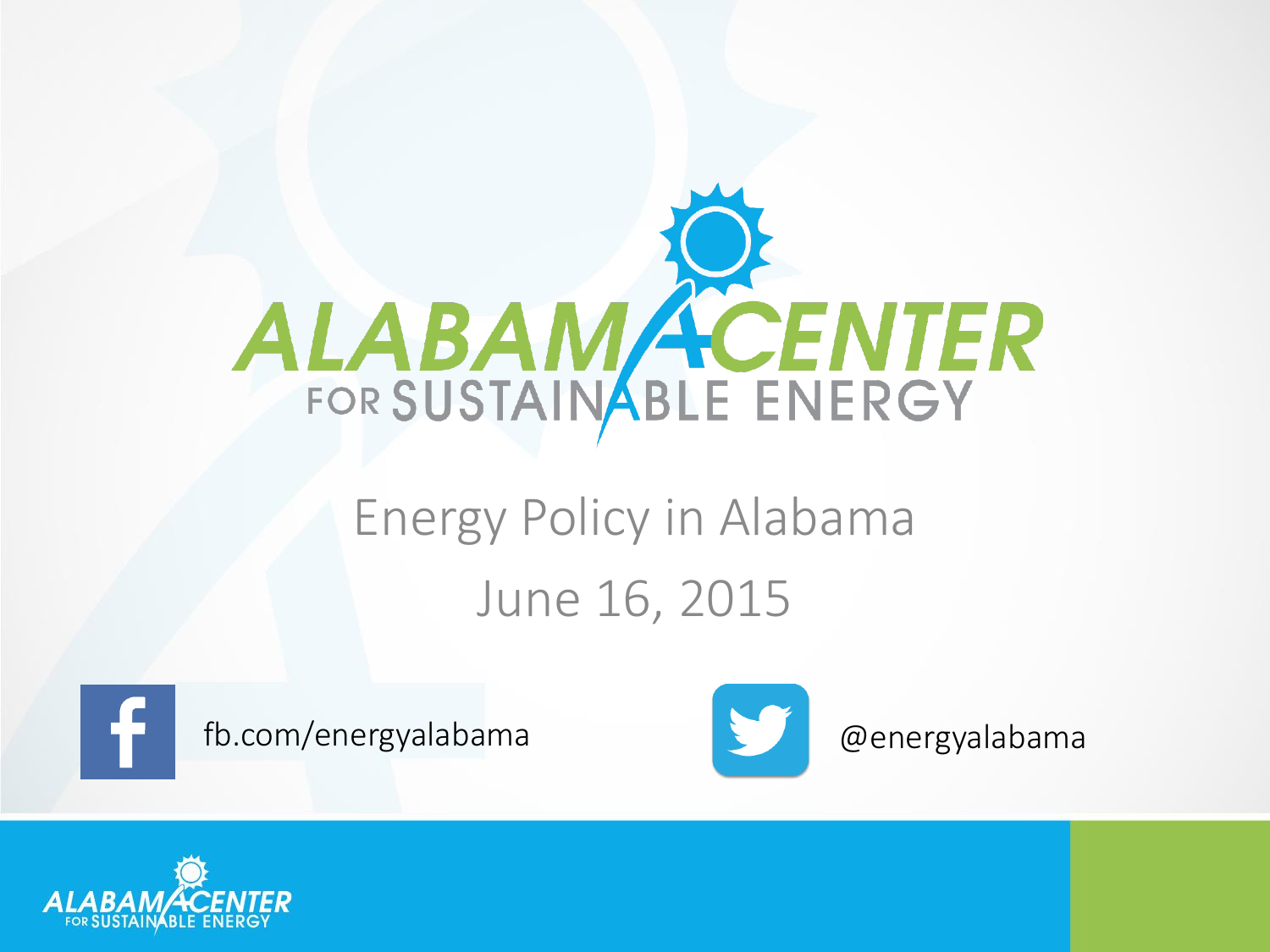# ALABAMA CENTER FOR SUSTAINABLE ENERGY

## Energy Policy in Alabama

June 16, 2015

fb.com/energyalabama

@energyalabama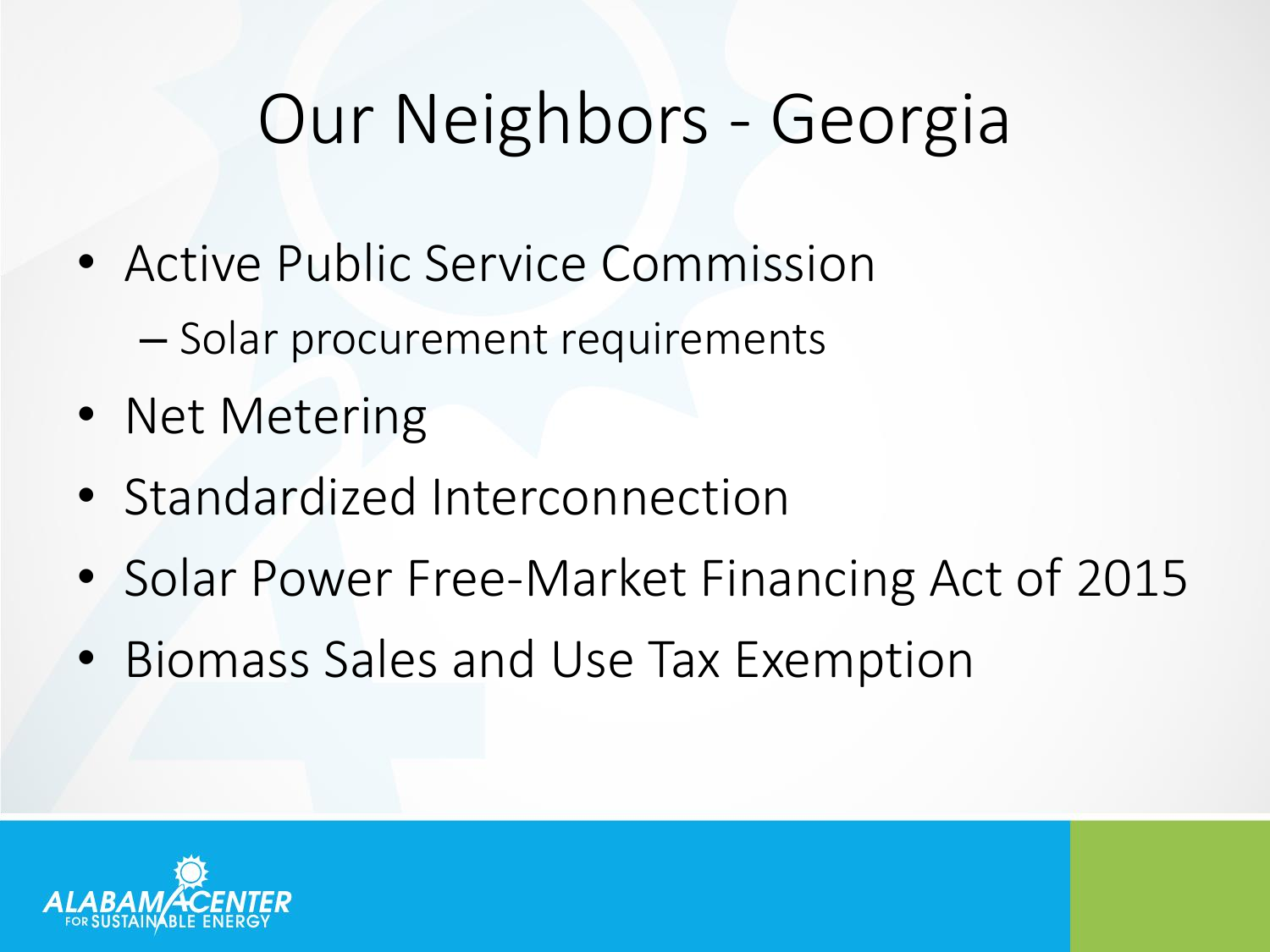# Our Neighbors - Georgia

- Active Public Service Commission
  - Solar procurement requirements
- Net Metering
- Standardized Interconnection
- Solar Power Free-Market Financing Act of 2015
- Biomass Sales and Use Tax Exemption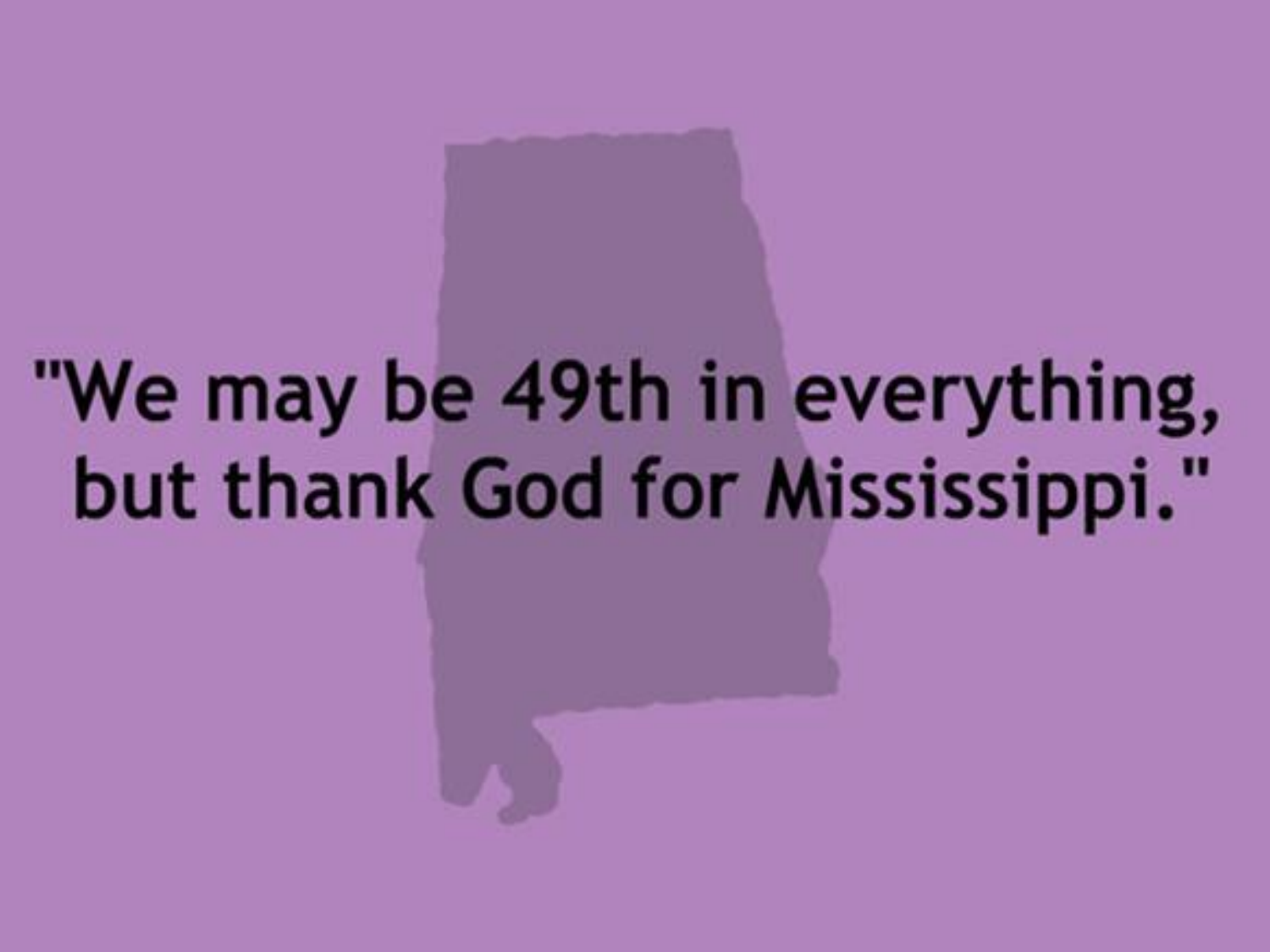"We may be 49th in everything, but thank God for Mississippi."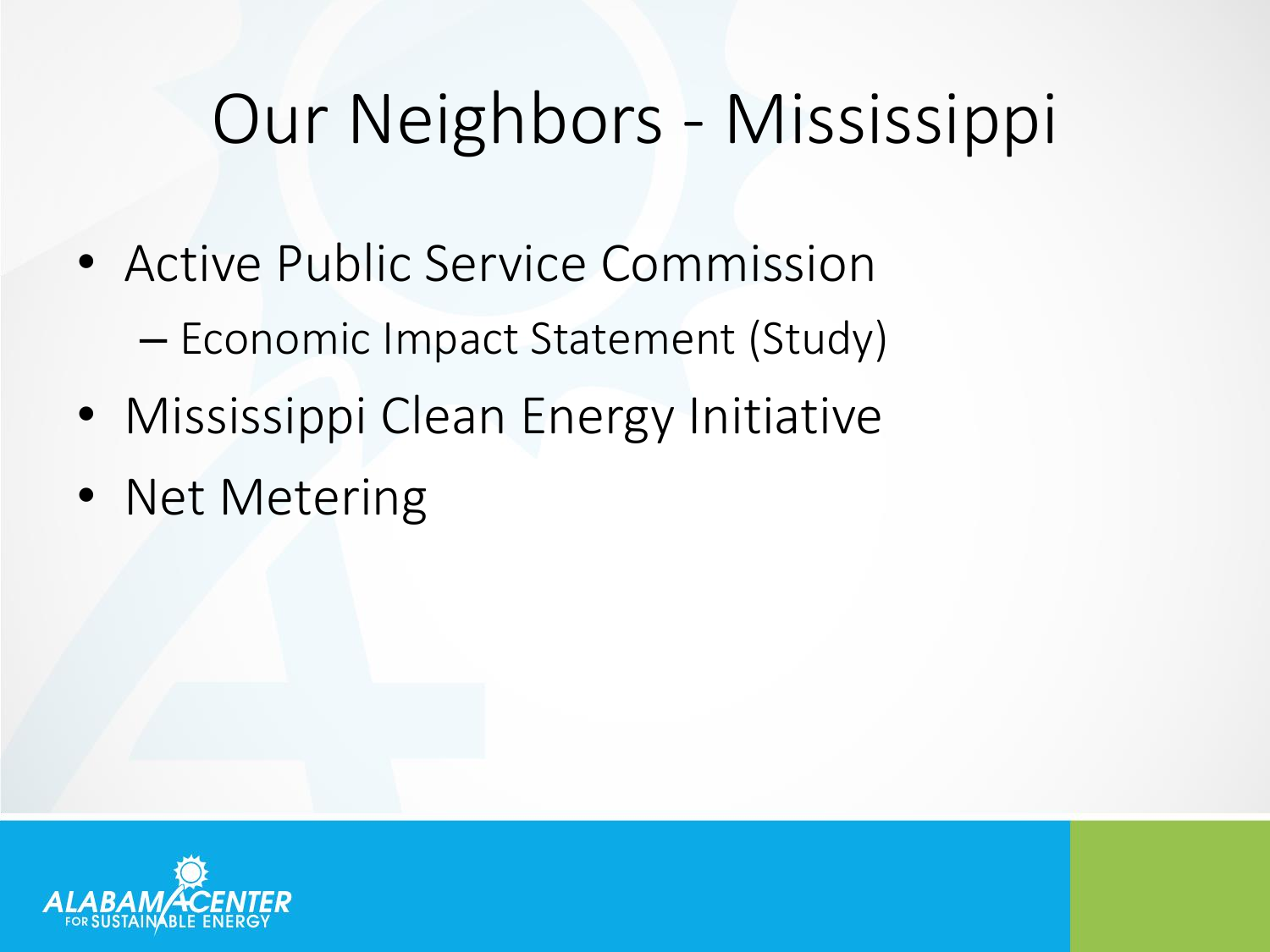# Our Neighbors - Mississippi

- Active Public Service Commission
  - Economic Impact Statement (Study)
- Mississippi Clean Energy Initiative
- Net Metering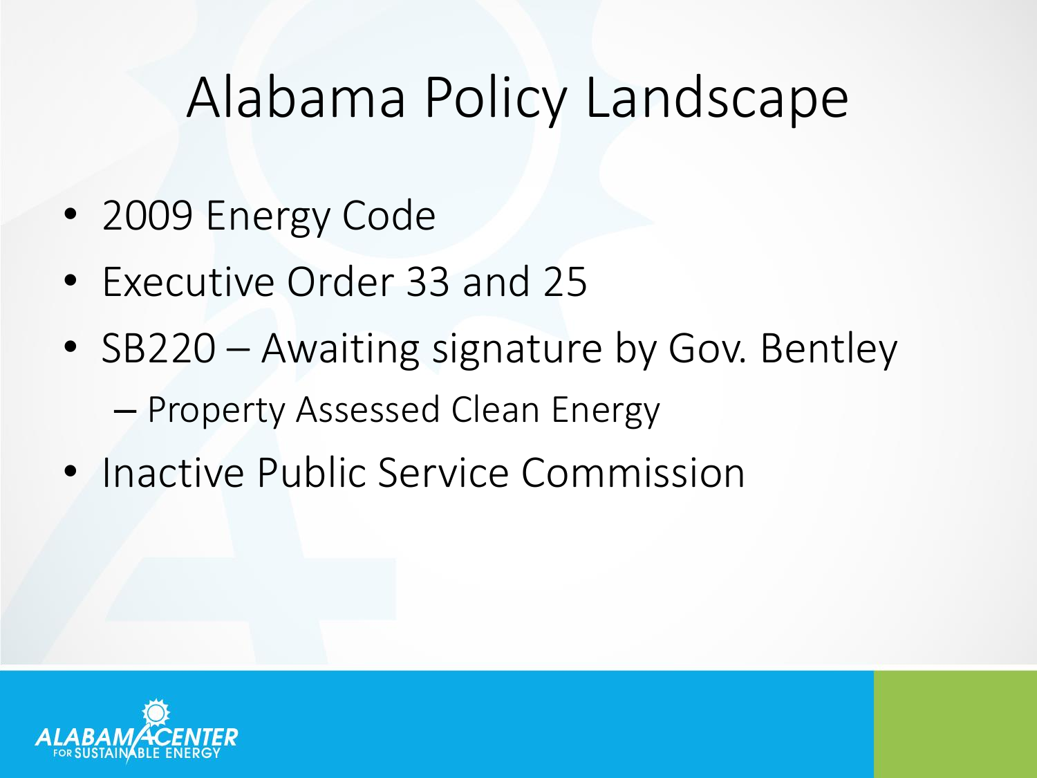# Alabama Policy Landscape

- 2009 Energy Code
- Executive Order 33 and 25
- SB220 – Awaiting signature by Gov. Bentley
  - Property Assessed Clean Energy
- Inactive Public Service Commission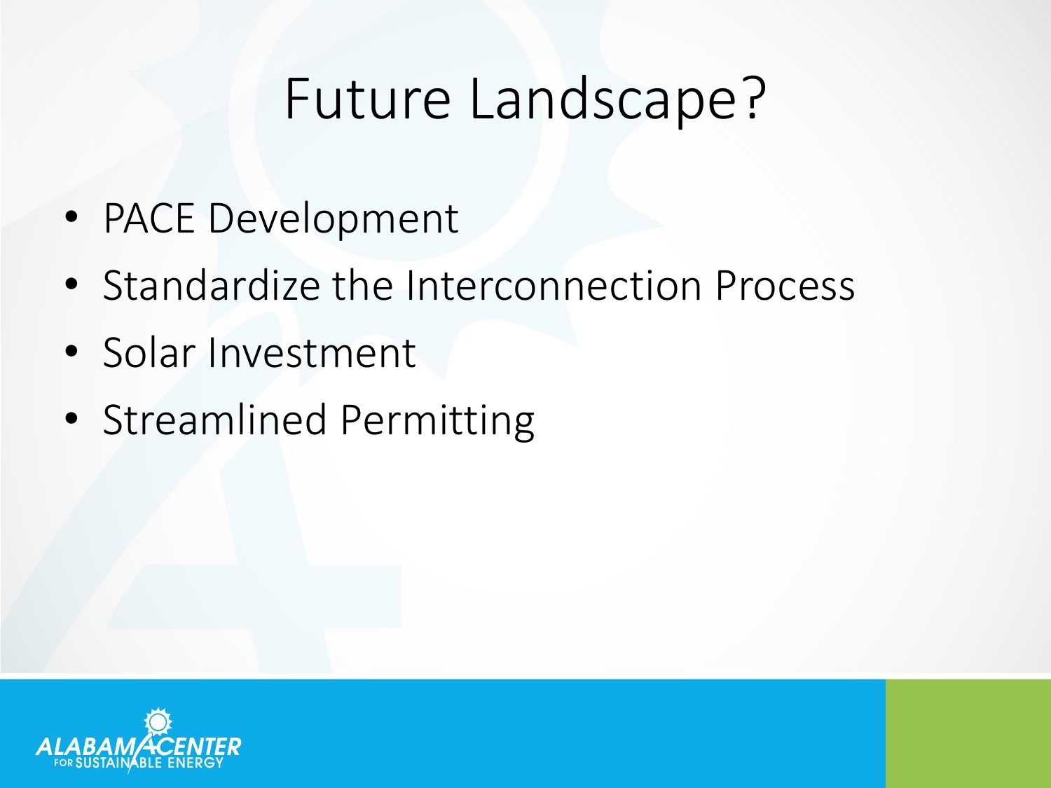# Future Landscape?

- PACE Development
- Standardize the Interconnection Process
- Solar Investment
- Streamlined Permitting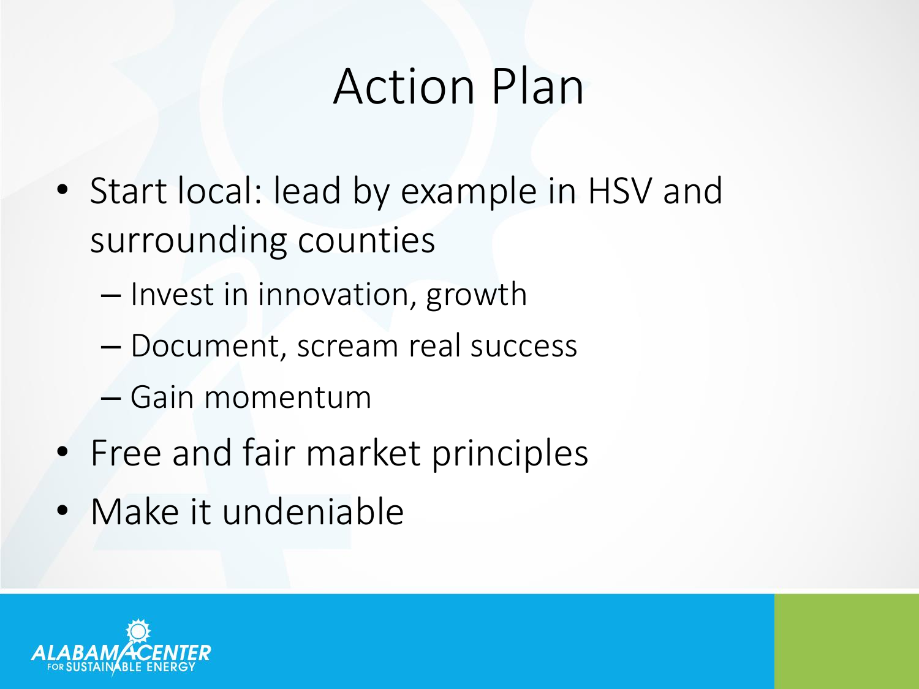# Action Plan

- Start local: lead by example in HSV and surrounding counties
  - Invest in innovation, growth
  - Document, scream real success
  - Gain momentum
- Free and fair market principles
- Make it undeniable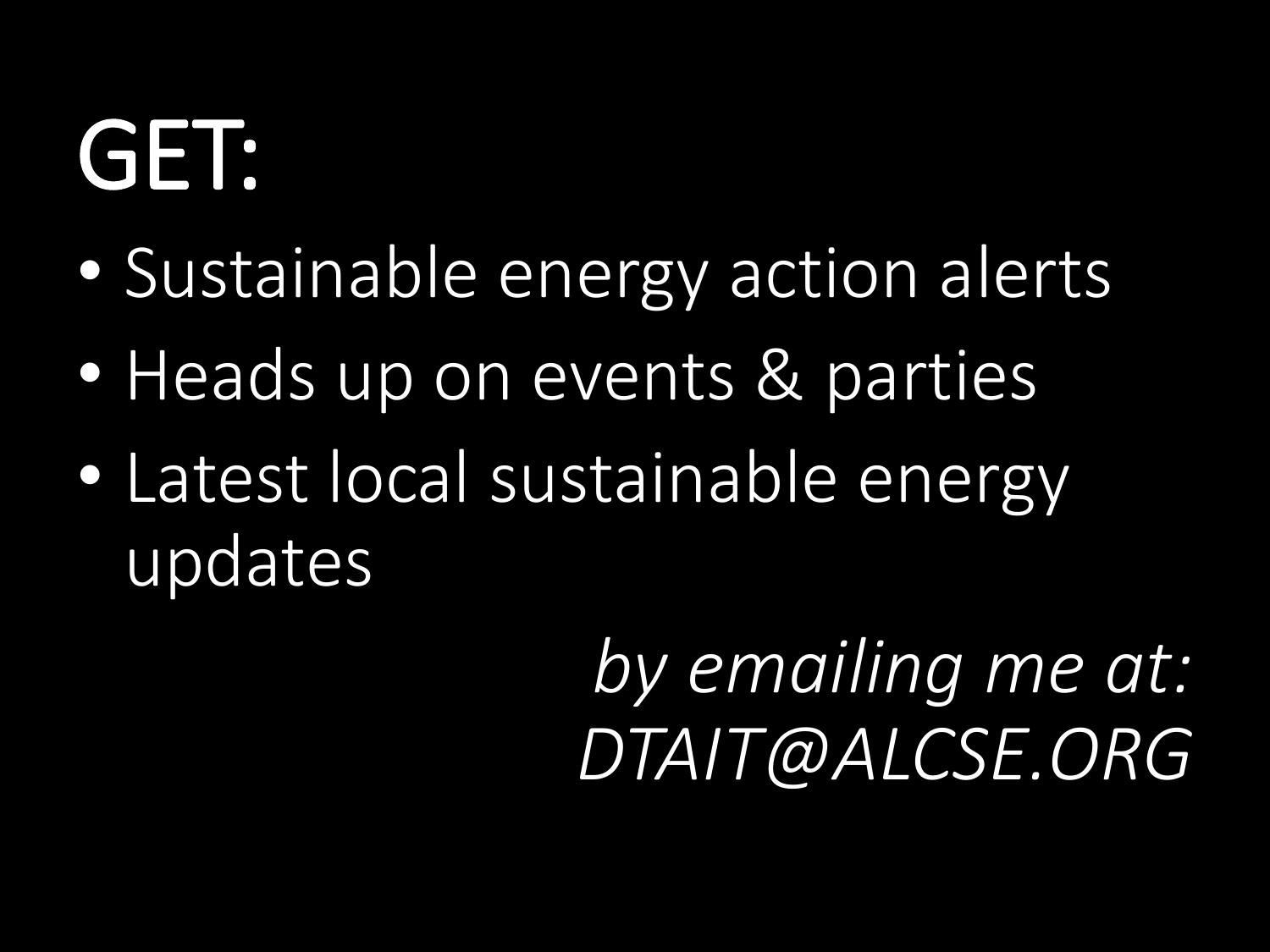# GET:

- Sustainable energy action alerts
- Heads up on events & parties
- Latest local sustainable energy updates

*by emailing me at: DTAIT@ALCSE.ORG*